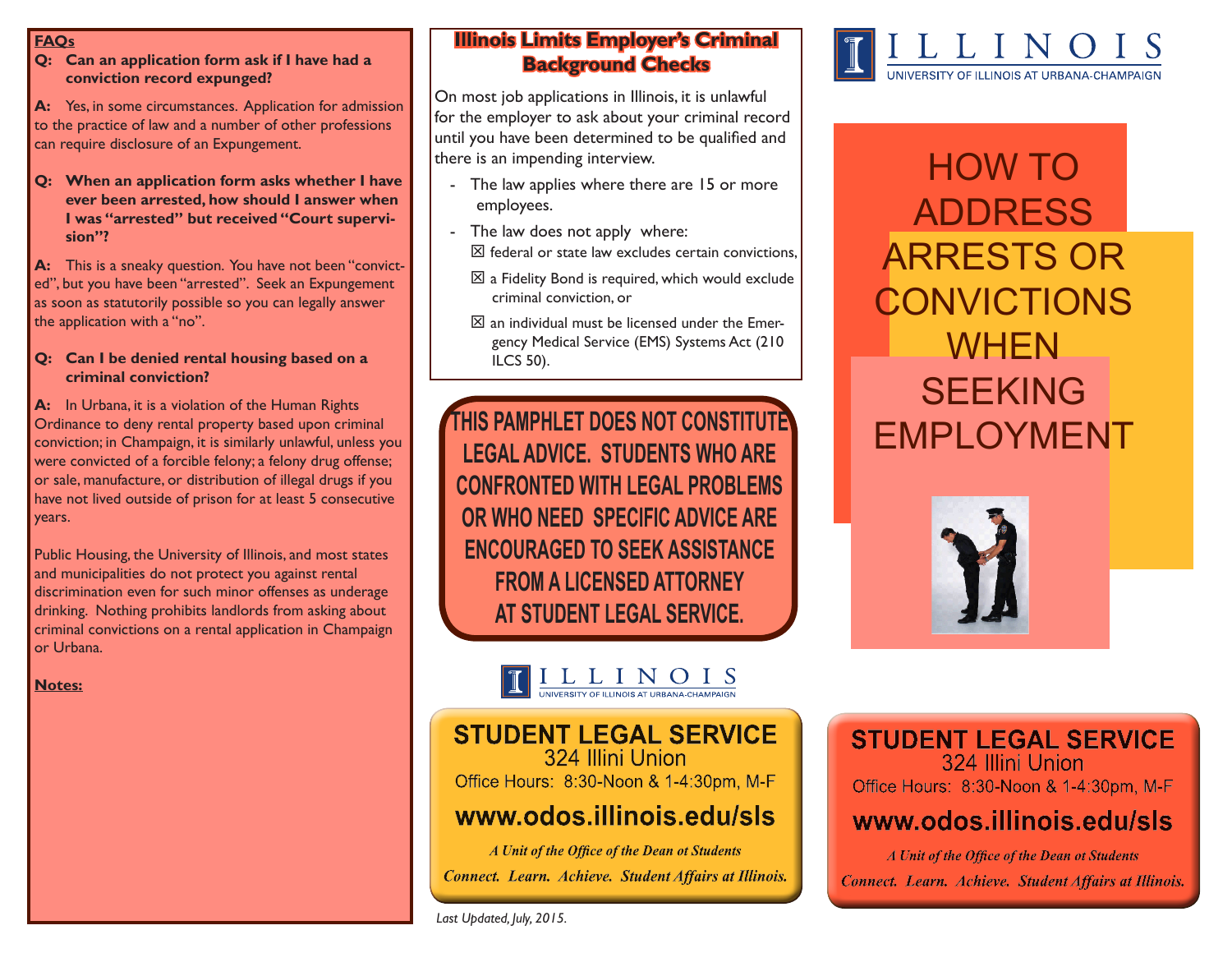**FAQs**

**Q: Can an application form ask if I have had a conviction record expunged?**

**A:** Yes, in some circumstances. Application for admission to the practice of law and a number of other professions can require disclosure of an Expungement.

**Q: When an application form asks whether I have ever been arrested, how should I answer when I was "arrested" but received "Court supervision"?**

**A:** This is a sneaky question. You have not been "convicted", but you have been "arrested". Seek an Expungement as soon as statutorily possible so you can legally answer the application with a "no".

**Q: Can I be denied rental housing based on a criminal conviction?**

**A:** In Urbana, it is a violation of the Human Rights Ordinance to deny rental property based upon criminal conviction; in Champaign, it is similarly unlawful, unless you were convicted of a forcible felony; a felony drug offense; or sale, manufacture, or distribution of illegal drugs if you have not lived outside of prison for at least 5 consecutive years.

Public Housing, the University of Illinois, and most states and municipalities do not protect you against rental discrimination even for such minor offenses as underage drinking. Nothing prohibits landlords from asking about criminal convictions on a rental application in Champaign or Urbana.

**Notes:**

## Illinois Limits Employer's Criminal Background Checks

On most job applications in Illinois, it is unlawful for the employer to ask about your criminal record until you have been determined to be qualified and there is an impending interview.

- The law applies where there are 15 or more employees.
- The law does not apply where:
  - ☒ federal or state law excludes certain convictions,
  - ☒ a Fidelity Bond is required, which would exclude criminal conviction, or
  - ☒ an individual must be licensed under the Emergency Medical Service (EMS) Systems Act (210 ILCS 50).

**THIS PAMPHLET DOES NOT CONSTITUTE LEGAL ADVICE. STUDENTS WHO ARE CONFRONTED WITH LEGAL PROBLEMS OR WHO NEED SPECIFIC ADVICE ARE ENCOURAGED TO SEEK ASSISTANCE FROM A LICENSED ATTORNEY AT STUDENT LEGAL SERVICE.**

ILLINOIS
UNIVERSITY OF ILLINOIS AT URBANA-CHAMPAIGN

**STUDENT LEGAL SERVICE**
324 Illini Union
Office Hours: 8:30-Noon & 1-4:30pm, M-F

**www.odos.illinois.edu/sls**

*A Unit of the Office of the Dean ot Students*
*Connect. Learn. Achieve. Student Affairs at Illinois.*

*Last Updated, July, 2015.*

ILLINOIS
UNIVERSITY OF ILLINOIS AT URBANA-CHAMPAIGN

# HOW TO ADDRESS ARRESTS OR CONVICTIONS WHEN SEEKING EMPLOYMENT

**STUDENT LEGAL SERVICE**
324 Illini Union
Office Hours: 8:30-Noon & 1-4:30pm, M-F

**www.odos.illinois.edu/sls**

*A Unit of the Office of the Dean ot Students*
*Connect. Learn. Achieve. Student Affairs at Illinois.*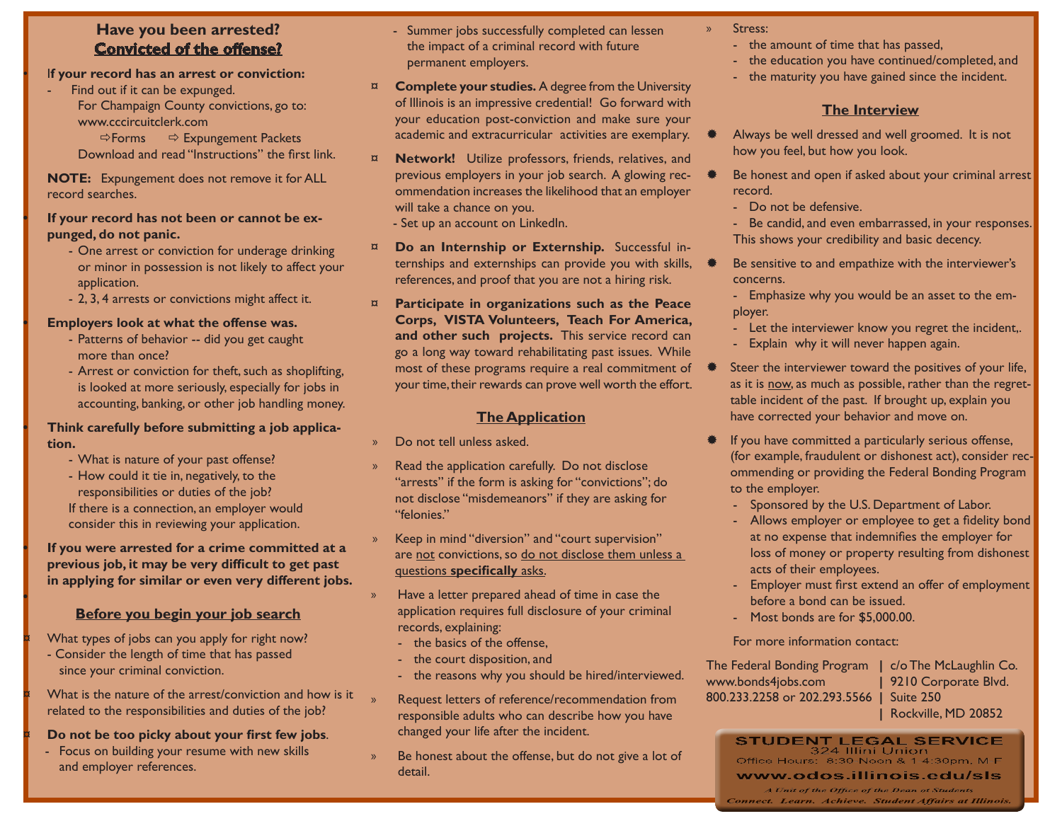## Have you been arrested? Convicted of the offense?

- **If your record has an arrest or conviction:**
  - Find out if it can be expunged.
    For Champaign County convictions, go to: www.cccircuitclerk.com
    ⇨Forms ⇨ Expungement Packets
    Download and read "Instructions" the first link.

**NOTE:** Expungement does not remove it for ALL record searches.

- **If your record has not been or cannot be expunged, do not panic.**
  - One arrest or conviction for underage drinking or minor in possession is not likely to affect your application.
  - 2, 3, 4 arrests or convictions might affect it.
- **Employers look at what the offense was.**
  - Patterns of behavior -- did you get caught more than once?
  - Arrest or conviction for theft, such as shoplifting, is looked at more seriously, especially for jobs in accounting, banking, or other job handling money.
- **Think carefully before submitting a job application.**
  - What is nature of your past offense?
  - How could it tie in, negatively, to the responsibilities or duties of the job?

  If there is a connection, an employer would consider this in reviewing your application.
- **If you were arrested for a crime committed at a previous job, it may be very difficult to get past in applying for similar or even very different jobs.**

### Before you begin your job search

¤ What types of jobs can you apply for right now?
- Consider the length of time that has passed since your criminal conviction.

¤ What is the nature of the arrest/conviction and how is it related to the responsibilities and duties of the job?

¤ **Do not be too picky about your first few jobs**.
- Focus on building your resume with new skills and employer references.
- Summer jobs successfully completed can lessen the impact of a criminal record with future permanent employers.

¤ **Complete your studies.** A degree from the University of Illinois is an impressive credential! Go forward with your education post-conviction and make sure your academic and extracurricular activities are exemplary.

¤ **Network!** Utilize professors, friends, relatives, and previous employers in your job search. A glowing recommendation increases the likelihood that an employer will take a chance on you.
- Set up an account on LinkedIn.

¤ **Do an Internship or Externship.** Successful internships and externships can provide you with skills, references, and proof that you are not a hiring risk.

¤ **Participate in organizations such as the Peace Corps, VISTA Volunteers, Teach For America, and other such projects.** This service record can go a long way toward rehabilitating past issues. While most of these programs require a real commitment of your time, their rewards can prove well worth the effort.

### The Application

» Do not tell unless asked.

» Read the application carefully. Do not disclose "arrests" if the form is asking for "convictions"; do not disclose "misdemeanors" if they are asking for "felonies."

» Keep in mind "diversion" and "court supervision" are not convictions, so do not disclose them unless a questions **specifically** asks.

» Have a letter prepared ahead of time in case the application requires full disclosure of your criminal records, explaining:
- the basics of the offense,
- the court disposition, and
- the reasons why you should be hired/interviewed.

» Request letters of reference/recommendation from responsible adults who can describe how you have changed your life after the incident.

» Be honest about the offense, but do not give a lot of detail.

» Stress:
- the amount of time that has passed,
- the education you have continued/completed, and
- the maturity you have gained since the incident.

### The Interview

- Always be well dressed and well groomed. It is not how you feel, but how you look.
- Be honest and open if asked about your criminal arrest record.
  - Do not be defensive.
  - Be candid, and even embarrassed, in your responses.

  This shows your credibility and basic decency.
- Be sensitive to and empathize with the interviewer's concerns.
  - Emphasize why you would be an asset to the employer.
  - Let the interviewer know you regret the incident,.
  - Explain why it will never happen again.
- Steer the interviewer toward the positives of your life, as it is now, as much as possible, rather than the regrettable incident of the past. If brought up, explain you have corrected your behavior and move on.
- If you have committed a particularly serious offense, (for example, fraudulent or dishonest act), consider recommending or providing the Federal Bonding Program to the employer.
  - Sponsored by the U.S. Department of Labor.
  - Allows employer or employee to get a fidelity bond at no expense that indemnifies the employer for loss of money or property resulting from dishonest acts of their employees.
  - Employer must first extend an offer of employment before a bond can be issued.
  - Most bonds are for $5,000.00.

For more information contact:

The Federal Bonding Program | c/o The McLaughlin Co.
www.bonds4jobs.com | 9210 Corporate Blvd.
800.233.2258 or 202.293.5566 | Suite 250
| Rockville, MD 20852

**STUDENT LEGAL SERVICE**
324 Illini Union
Office Hours: 8:30 Noon & 1 4:30pm, M F
**www.odos.illinois.edu/sls**
*A Unit of the Office of the Dean of Students*
*Connect. Learn. Achieve. Student Affairs at Illinois.*